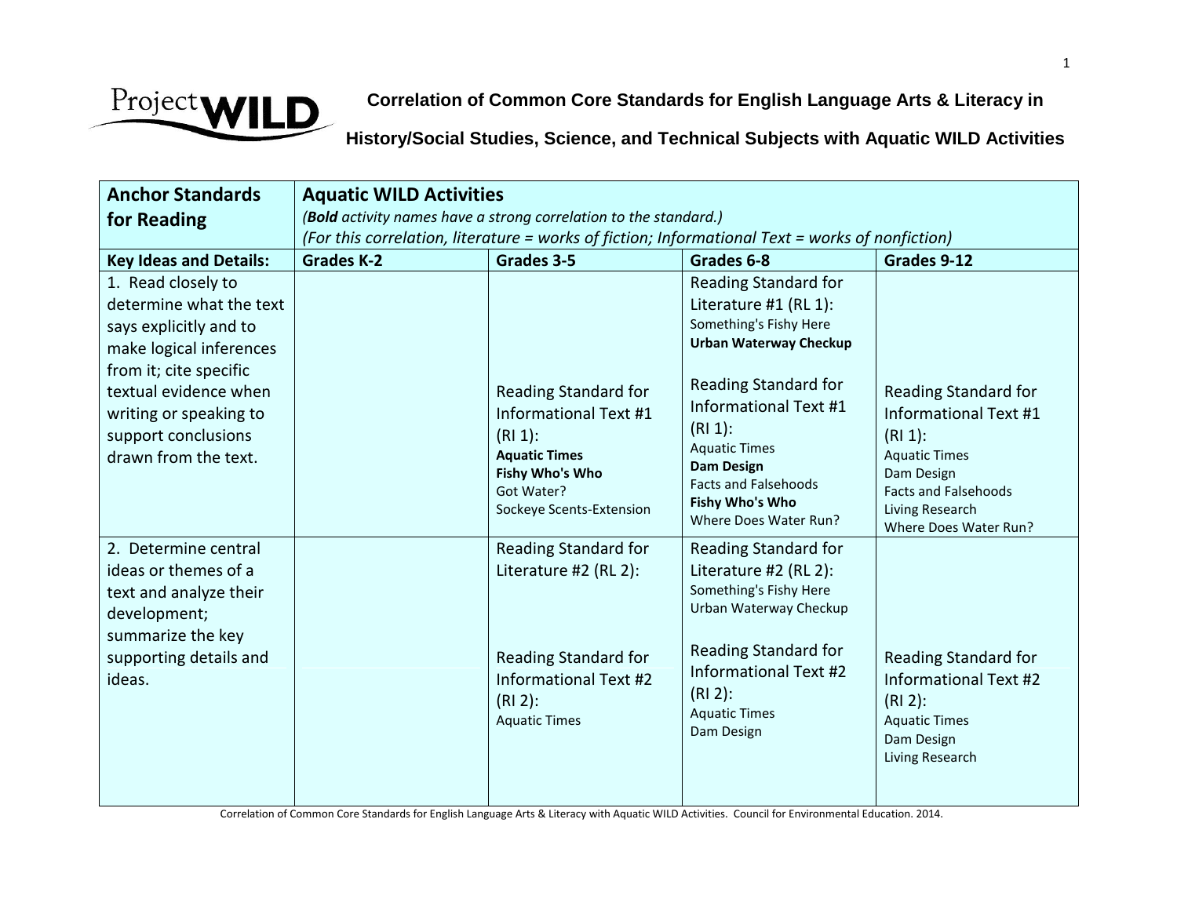# Correlation of Common Core Standards for English Language Arts & Literacy in History/Social Studies, Science, and Technical Subjects with Aquatic WILD Activities

| Anchor Standards for Reading | Aquatic WILD Activities<br>(**Bold** activity names have a strong correlation to the standard.)<br>(For this correlation, literature = works of fiction; Informational Text = works of nonfiction) | | | |
|---|---|---|---|---|
| **Key Ideas and Details:** | **Grades K-2** | **Grades 3-5** | **Grades 6-8** | **Grades 9-12** |
| 1. Read closely to determine what the text says explicitly and to make logical inferences from it; cite specific textual evidence when writing or speaking to support conclusions drawn from the text. | | Reading Standard for Informational Text #1 (RI 1):<br>**Aquatic Times**<br>**Fishy Who's Who**<br>Got Water?<br>Sockeye Scents-Extension | Reading Standard for Literature #1 (RL 1):<br>Something's Fishy Here<br>**Urban Waterway Checkup**<br><br>Reading Standard for Informational Text #1 (RI 1):<br>Aquatic Times<br>**Dam Design**<br>Facts and Falsehoods<br>**Fishy Who's Who**<br>Where Does Water Run? | Reading Standard for Informational Text #1 (RI 1):<br>Aquatic Times<br>Dam Design<br>Facts and Falsehoods<br>Living Research<br>Where Does Water Run? |
| 2. Determine central ideas or themes of a text and analyze their development; summarize the key supporting details and ideas. | | Reading Standard for Literature #2 (RL 2):<br><br>Reading Standard for Informational Text #2 (RI 2):<br>Aquatic Times | Reading Standard for Literature #2 (RL 2):<br>Something's Fishy Here<br>Urban Waterway Checkup<br><br>Reading Standard for Informational Text #2 (RI 2):<br>Aquatic Times<br>Dam Design | Reading Standard for Informational Text #2 (RI 2):<br>Aquatic Times<br>Dam Design<br>Living Research |

Correlation of Common Core Standards for English Language Arts & Literacy with Aquatic WILD Activities. Council for Environmental Education. 2014.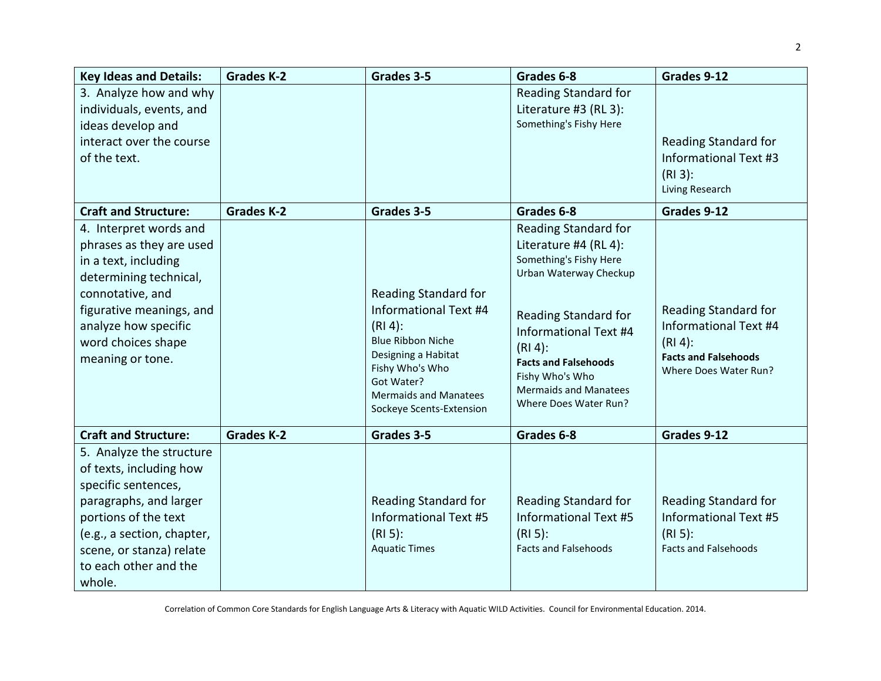| Key Ideas and Details: | Grades K-2 | Grades 3-5 | Grades 6-8 | Grades 9-12 |
|---|---|---|---|---|
| 3. Analyze how and why individuals, events, and ideas develop and interact over the course of the text. | | | Reading Standard for Literature #3 (RL 3):<br>Something's Fishy Here | Reading Standard for Informational Text #3 (RI 3):<br>Living Research |
| **Craft and Structure:** | **Grades K-2** | **Grades 3-5** | **Grades 6-8** | **Grades 9-12** |
| 4. Interpret words and phrases as they are used in a text, including determining technical, connotative, and figurative meanings, and analyze how specific word choices shape meaning or tone. | | Reading Standard for Informational Text #4 (RI 4):<br>Blue Ribbon Niche<br>Designing a Habitat<br>Fishy Who's Who<br>Got Water?<br>Mermaids and Manatees<br>Sockeye Scents-Extension | Reading Standard for Literature #4 (RL 4):<br>Something's Fishy Here<br>Urban Waterway Checkup<br><br>Reading Standard for Informational Text #4 (RI 4):<br>**Facts and Falsehoods**<br>Fishy Who's Who<br>Mermaids and Manatees<br>Where Does Water Run? | Reading Standard for Informational Text #4 (RI 4):<br>**Facts and Falsehoods**<br>Where Does Water Run? |
| **Craft and Structure:** | **Grades K-2** | **Grades 3-5** | **Grades 6-8** | **Grades 9-12** |
| 5. Analyze the structure of texts, including how specific sentences, paragraphs, and larger portions of the text (e.g., a section, chapter, scene, or stanza) relate to each other and the whole. | | Reading Standard for Informational Text #5 (RI 5):<br>Aquatic Times | Reading Standard for Informational Text #5 (RI 5):<br>Facts and Falsehoods | Reading Standard for Informational Text #5 (RI 5):<br>Facts and Falsehoods |

Correlation of Common Core Standards for English Language Arts & Literacy with Aquatic WILD Activities. Council for Environmental Education. 2014.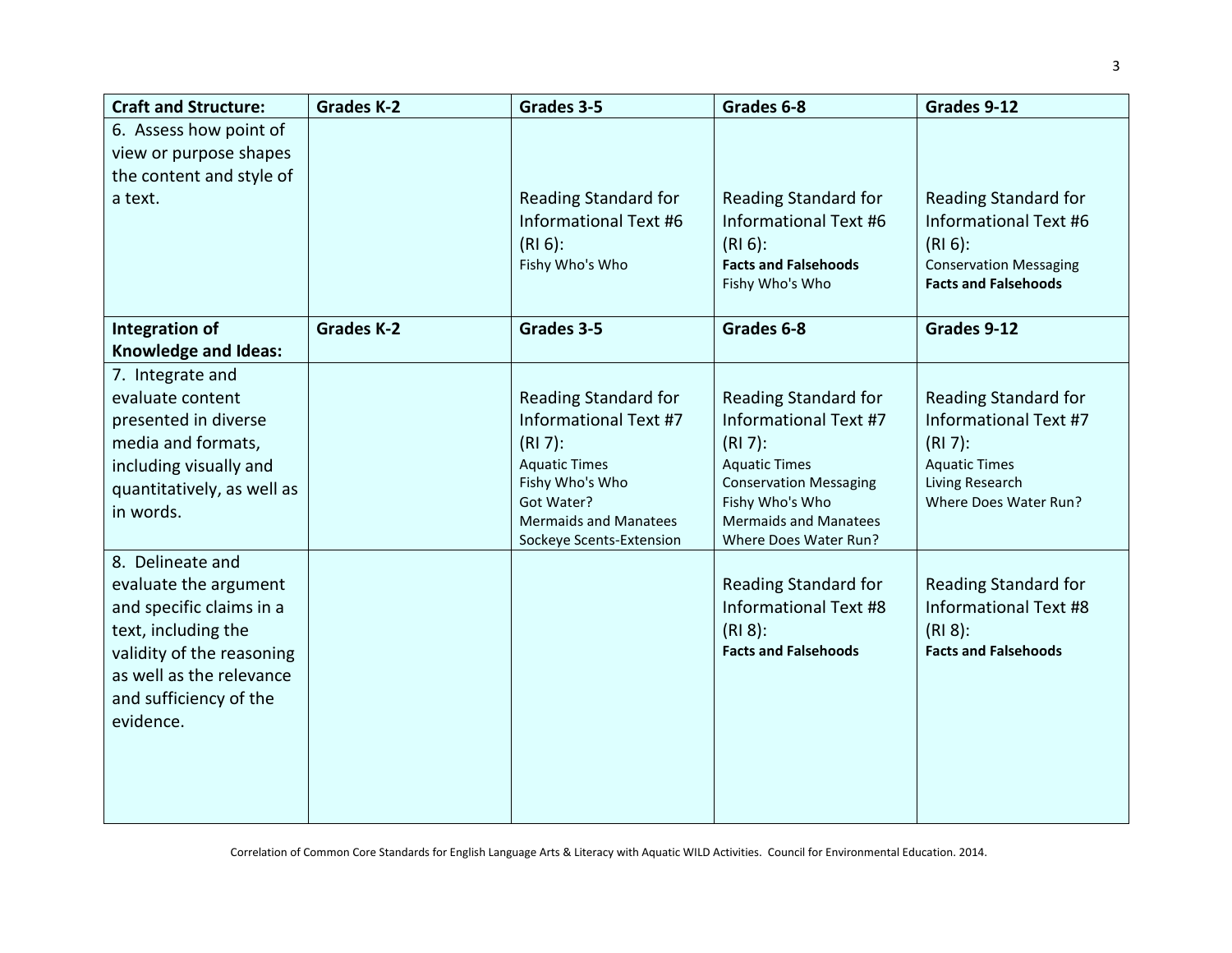| Craft and Structure: | Grades K-2 | Grades 3-5 | Grades 6-8 | Grades 9-12 |
|---|---|---|---|---|
| 6. Assess how point of view or purpose shapes the content and style of a text. | | Reading Standard for Informational Text #6 (RI 6):<br>Fishy Who's Who | Reading Standard for Informational Text #6 (RI 6):<br>**Facts and Falsehoods**<br>Fishy Who's Who | Reading Standard for Informational Text #6 (RI 6):<br>Conservation Messaging<br>**Facts and Falsehoods** |
| **Integration of Knowledge and Ideas:** | **Grades K-2** | **Grades 3-5** | **Grades 6-8** | **Grades 9-12** |
| 7. Integrate and evaluate content presented in diverse media and formats, including visually and quantitatively, as well as in words. | | Reading Standard for Informational Text #7 (RI 7):<br>Aquatic Times<br>Fishy Who's Who<br>Got Water?<br>Mermaids and Manatees<br>Sockeye Scents-Extension | Reading Standard for Informational Text #7 (RI 7):<br>Aquatic Times<br>Conservation Messaging<br>Fishy Who's Who<br>Mermaids and Manatees<br>Where Does Water Run? | Reading Standard for Informational Text #7 (RI 7):<br>Aquatic Times<br>Living Research<br>Where Does Water Run? |
| 8. Delineate and evaluate the argument and specific claims in a text, including the validity of the reasoning as well as the relevance and sufficiency of the evidence. | | | Reading Standard for Informational Text #8 (RI 8):<br>**Facts and Falsehoods** | Reading Standard for Informational Text #8 (RI 8):<br>**Facts and Falsehoods** |

Correlation of Common Core Standards for English Language Arts & Literacy with Aquatic WILD Activities. Council for Environmental Education. 2014.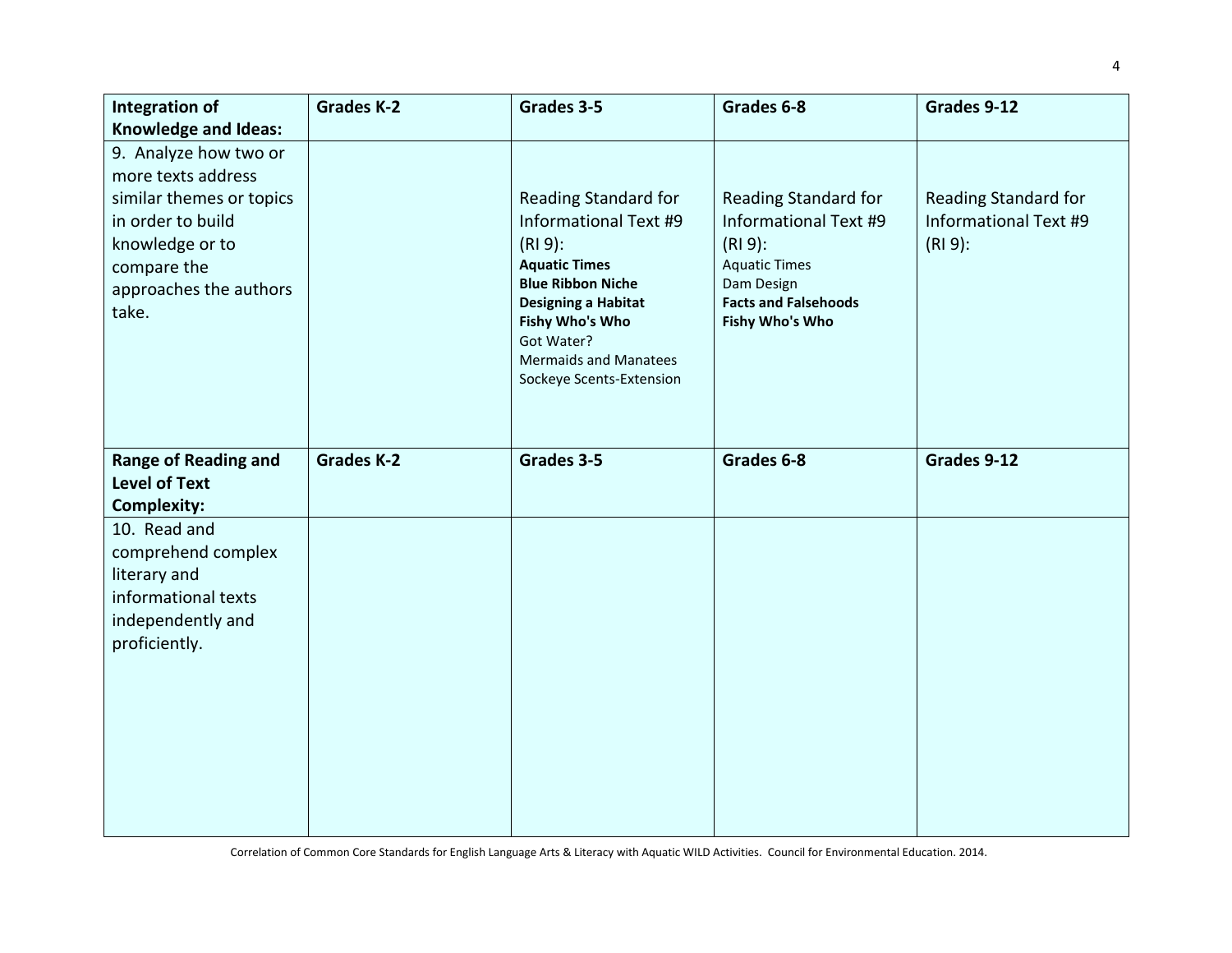| Integration of Knowledge and Ideas: | Grades K-2 | Grades 3-5 | Grades 6-8 | Grades 9-12 |
|---|---|---|---|---|
| 9. Analyze how two or more texts address similar themes or topics in order to build knowledge or to compare the approaches the authors take. | | Reading Standard for Informational Text #9 (RI 9):<br>**Aquatic Times**<br>**Blue Ribbon Niche**<br>**Designing a Habitat**<br>**Fishy Who's Who**<br>Got Water?<br>Mermaids and Manatees<br>Sockeye Scents-Extension | Reading Standard for Informational Text #9 (RI 9):<br>Aquatic Times<br>Dam Design<br>**Facts and Falsehoods**<br>**Fishy Who's Who** | Reading Standard for Informational Text #9 (RI 9): |
| **Range of Reading and Level of Text Complexity:** | **Grades K-2** | **Grades 3-5** | **Grades 6-8** | **Grades 9-12** |
| 10. Read and comprehend complex literary and informational texts independently and proficiently. | | | | |

Correlation of Common Core Standards for English Language Arts & Literacy with Aquatic WILD Activities. Council for Environmental Education. 2014.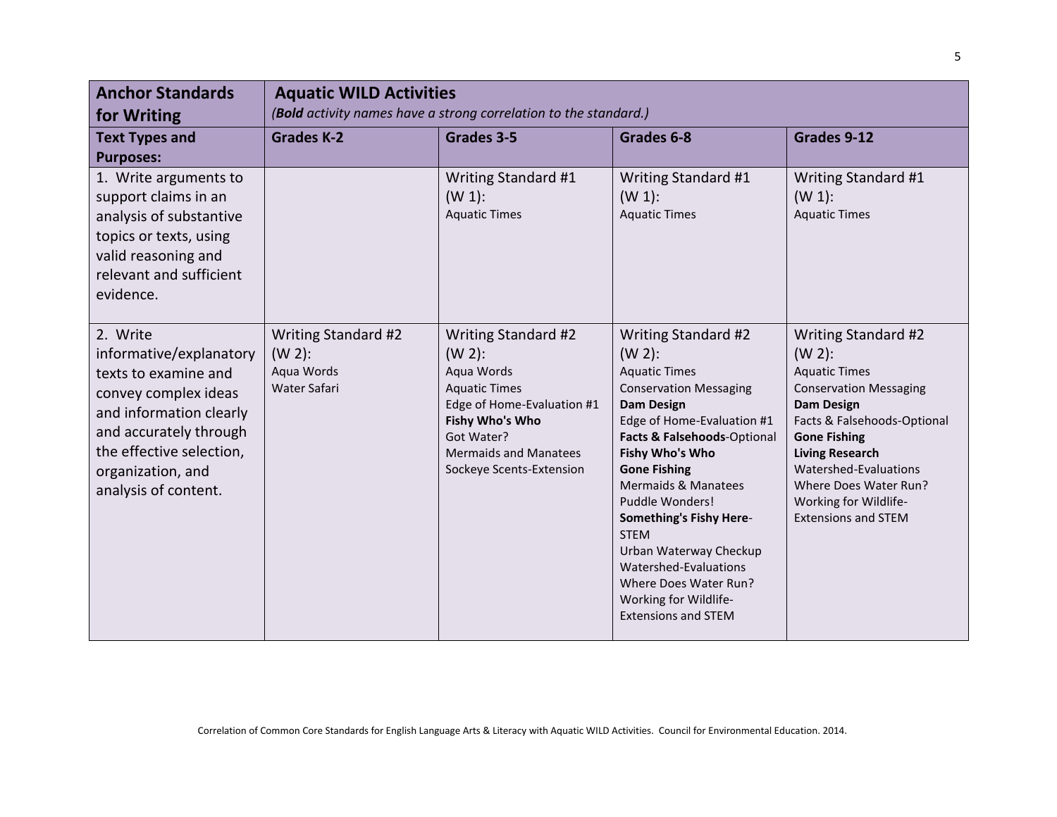| **Anchor Standards for Writing** | **Aquatic WILD Activities** *(**Bold** activity names have a strong correlation to the standard.)* | | | |
|---|---|---|---|---|
| **Text Types and Purposes:** | **Grades K-2** | **Grades 3-5** | **Grades 6-8** | **Grades 9-12** |
| 1. Write arguments to support claims in an analysis of substantive topics or texts, using valid reasoning and relevant and sufficient evidence. | | Writing Standard #1 (W 1):<br>Aquatic Times | Writing Standard #1 (W 1):<br>Aquatic Times | Writing Standard #1 (W 1):<br>Aquatic Times |
| 2. Write informative/explanatory texts to examine and convey complex ideas and information clearly and accurately through the effective selection, organization, and analysis of content. | Writing Standard #2 (W 2):<br>Aqua Words<br>Water Safari | Writing Standard #2 (W 2):<br>Aqua Words<br>Aquatic Times<br>Edge of Home-Evaluation #1<br>**Fishy Who's Who**<br>Got Water?<br>Mermaids and Manatees<br>Sockeye Scents-Extension | Writing Standard #2 (W 2):<br>Aquatic Times<br>Conservation Messaging<br>**Dam Design**<br>Edge of Home-Evaluation #1<br>**Facts & Falsehoods**-Optional<br>**Fishy Who's Who**<br>**Gone Fishing**<br>Mermaids & Manatees<br>Puddle Wonders!<br>**Something's Fishy Here**-STEM<br>Urban Waterway Checkup<br>Watershed-Evaluations<br>Where Does Water Run?<br>Working for Wildlife-Extensions and STEM | Writing Standard #2 (W 2):<br>Aquatic Times<br>Conservation Messaging<br>**Dam Design**<br>Facts & Falsehoods-Optional<br>**Gone Fishing**<br>**Living Research**<br>Watershed-Evaluations<br>Where Does Water Run?<br>Working for Wildlife-Extensions and STEM |

Correlation of Common Core Standards for English Language Arts & Literacy with Aquatic WILD Activities. Council for Environmental Education. 2014.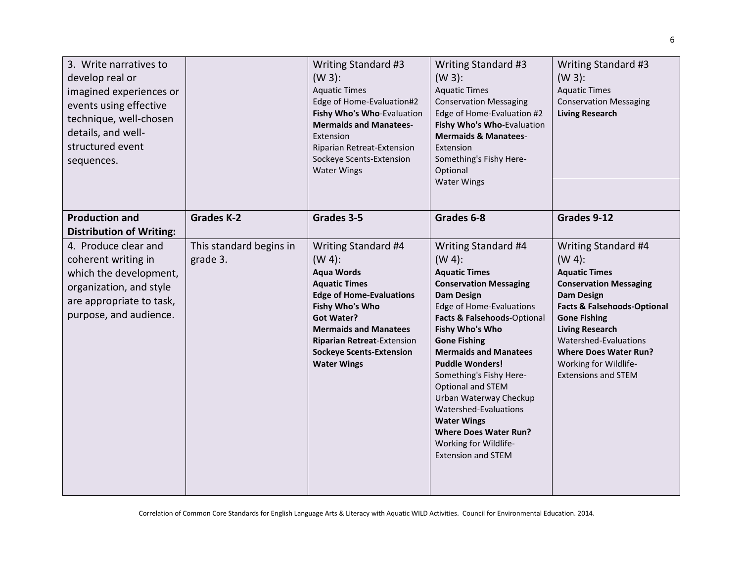| 3. Write narratives to develop real or imagined experiences or events using effective technique, well-chosen details, and well-structured event sequences. | | Writing Standard #3 (W 3):<br>Aquatic Times<br>Edge of Home-Evaluation#2<br>**Fishy Who's Who**-Evaluation<br>**Mermaids and Manatees**-Extension<br>Riparian Retreat-Extension<br>Sockeye Scents-Extension<br>Water Wings | Writing Standard #3 (W 3):<br>Aquatic Times<br>Conservation Messaging<br>Edge of Home-Evaluation #2<br>**Fishy Who's Who**-Evaluation<br>**Mermaids & Manatees**-Extension<br>Something's Fishy Here-Optional<br>Water Wings | Writing Standard #3 (W 3):<br>Aquatic Times<br>Conservation Messaging<br>**Living Research** |
|---|---|---|---|---|
| **Production and Distribution of Writing:** | **Grades K-2** | **Grades 3-5** | **Grades 6-8** | **Grades 9-12** |
| 4. Produce clear and coherent writing in which the development, organization, and style are appropriate to task, purpose, and audience. | This standard begins in grade 3. | Writing Standard #4 (W 4):<br>**Aqua Words**<br>**Aquatic Times**<br>**Edge of Home-Evaluations**<br>**Fishy Who's Who**<br>**Got Water?**<br>**Mermaids and Manatees**<br>**Riparian Retreat**-Extension<br>**Sockeye Scents-Extension**<br>**Water Wings** | Writing Standard #4 (W 4):<br>**Aquatic Times**<br>**Conservation Messaging**<br>**Dam Design**<br>Edge of Home-Evaluations<br>**Facts & Falsehoods**-Optional<br>**Fishy Who's Who**<br>**Gone Fishing**<br>**Mermaids and Manatees**<br>**Puddle Wonders!**<br>Something's Fishy Here-Optional and STEM<br>Urban Waterway Checkup<br>Watershed-Evaluations<br>**Water Wings**<br>**Where Does Water Run?**<br>Working for Wildlife-Extension and STEM | Writing Standard #4 (W 4):<br>**Aquatic Times**<br>**Conservation Messaging**<br>**Dam Design**<br>**Facts & Falsehoods-Optional**<br>**Gone Fishing**<br>**Living Research**<br>Watershed-Evaluations<br>**Where Does Water Run?**<br>Working for Wildlife-Extensions and STEM |

Correlation of Common Core Standards for English Language Arts & Literacy with Aquatic WILD Activities. Council for Environmental Education. 2014.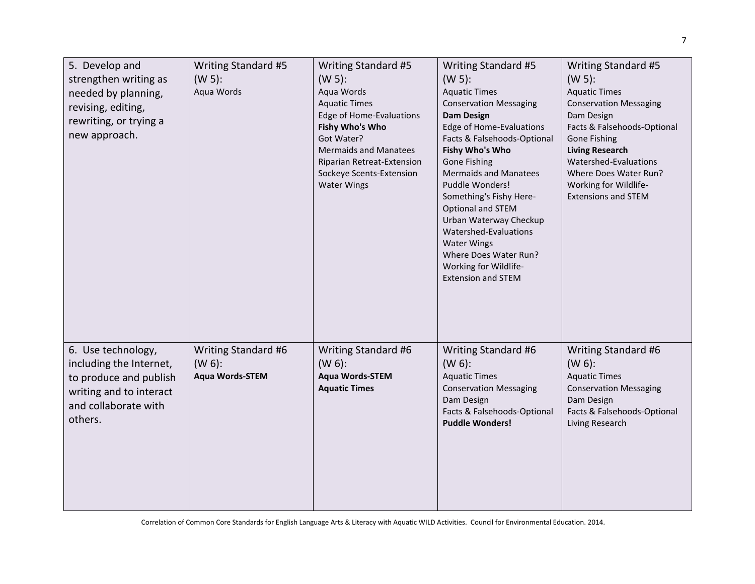| | | | | |
|---|---|---|---|---|
| 5. Develop and strengthen writing as needed by planning, revising, editing, rewriting, or trying a new approach. | Writing Standard #5 (W 5):<br>Aqua Words | Writing Standard #5 (W 5):<br>Aqua Words<br>Aquatic Times<br>Edge of Home-Evaluations<br>**Fishy Who's Who**<br>Got Water?<br>Mermaids and Manatees<br>Riparian Retreat-Extension<br>Sockeye Scents-Extension<br>Water Wings | Writing Standard #5 (W 5):<br>Aquatic Times<br>Conservation Messaging<br>**Dam Design**<br>Edge of Home-Evaluations<br>Facts & Falsehoods-Optional<br>**Fishy Who's Who**<br>Gone Fishing<br>Mermaids and Manatees<br>Puddle Wonders!<br>Something's Fishy Here-Optional and STEM<br>Urban Waterway Checkup<br>Watershed-Evaluations<br>Water Wings<br>Where Does Water Run?<br>Working for Wildlife-Extension and STEM | Writing Standard #5 (W 5):<br>Aquatic Times<br>Conservation Messaging<br>Dam Design<br>Facts & Falsehoods-Optional<br>Gone Fishing<br>**Living Research**<br>Watershed-Evaluations<br>Where Does Water Run?<br>Working for Wildlife-Extensions and STEM |
| 6. Use technology, including the Internet, to produce and publish writing and to interact and collaborate with others. | Writing Standard #6 (W 6):<br>**Aqua Words-STEM** | Writing Standard #6 (W 6):<br>**Aqua Words-STEM**<br>**Aquatic Times** | Writing Standard #6 (W 6):<br>Aquatic Times<br>Conservation Messaging<br>Dam Design<br>Facts & Falsehoods-Optional<br>**Puddle Wonders!** | Writing Standard #6 (W 6):<br>Aquatic Times<br>Conservation Messaging<br>Dam Design<br>Facts & Falsehoods-Optional<br>Living Research |

Correlation of Common Core Standards for English Language Arts & Literacy with Aquatic WILD Activities. Council for Environmental Education. 2014.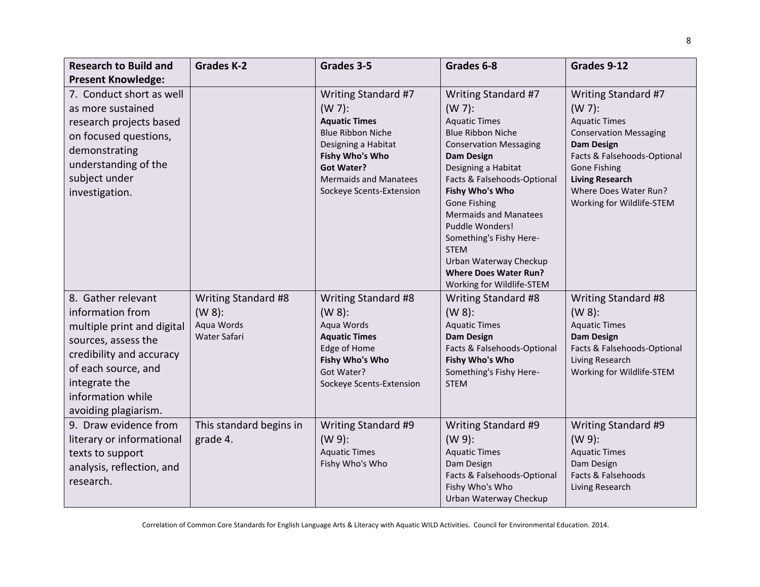| Research to Build and Present Knowledge: | Grades K-2 | Grades 3-5 | Grades 6-8 | Grades 9-12 |
|---|---|---|---|---|
| 7. Conduct short as well as more sustained research projects based on focused questions, demonstrating understanding of the subject under investigation. | | Writing Standard #7 (W 7):<br>**Aquatic Times**<br>Blue Ribbon Niche<br>Designing a Habitat<br>**Fishy Who's Who**<br>**Got Water?**<br>Mermaids and Manatees<br>Sockeye Scents-Extension | Writing Standard #7 (W 7):<br>Aquatic Times<br>Blue Ribbon Niche<br>Conservation Messaging<br>**Dam Design**<br>Designing a Habitat<br>Facts & Falsehoods-Optional<br>**Fishy Who's Who**<br>Gone Fishing<br>Mermaids and Manatees<br>Puddle Wonders!<br>Something's Fishy Here-STEM<br>Urban Waterway Checkup<br>**Where Does Water Run?**<br>Working for Wildlife-STEM | Writing Standard #7 (W 7):<br>Aquatic Times<br>Conservation Messaging<br>**Dam Design**<br>Facts & Falsehoods-Optional<br>Gone Fishing<br>**Living Research**<br>Where Does Water Run?<br>Working for Wildlife-STEM |
| 8. Gather relevant information from multiple print and digital sources, assess the credibility and accuracy of each source, and integrate the information while avoiding plagiarism. | Writing Standard #8 (W 8):<br>Aqua Words<br>Water Safari | Writing Standard #8 (W 8):<br>Aqua Words<br>**Aquatic Times**<br>Edge of Home<br>**Fishy Who's Who**<br>Got Water?<br>Sockeye Scents-Extension | Writing Standard #8 (W 8):<br>Aquatic Times<br>**Dam Design**<br>Facts & Falsehoods-Optional<br>**Fishy Who's Who**<br>Something's Fishy Here-STEM | Writing Standard #8 (W 8):<br>Aquatic Times<br>**Dam Design**<br>Facts & Falsehoods-Optional<br>Living Research<br>Working for Wildlife-STEM |
| 9. Draw evidence from literary or informational texts to support analysis, reflection, and research. | This standard begins in grade 4. | Writing Standard #9 (W 9):<br>Aquatic Times<br>Fishy Who's Who | Writing Standard #9 (W 9):<br>Aquatic Times<br>Dam Design<br>Facts & Falsehoods-Optional<br>Fishy Who's Who<br>Urban Waterway Checkup | Writing Standard #9 (W 9):<br>Aquatic Times<br>Dam Design<br>Facts & Falsehoods<br>Living Research |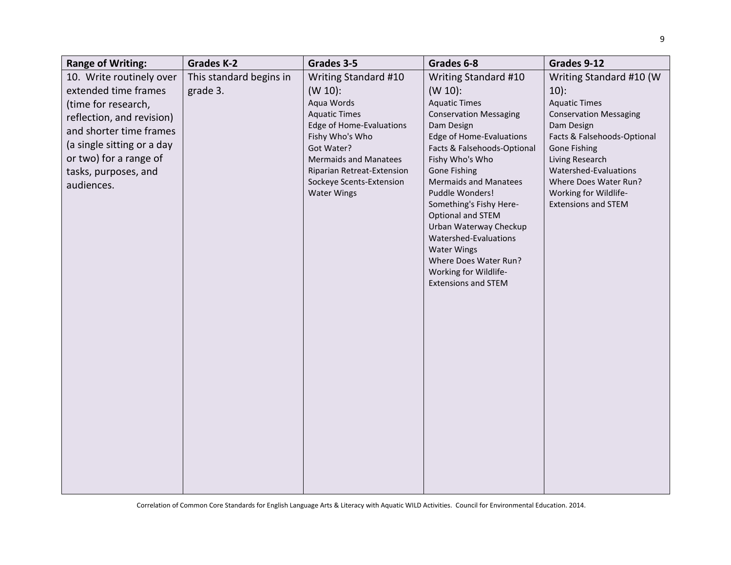| Range of Writing: | Grades K-2 | Grades 3-5 | Grades 6-8 | Grades 9-12 |
|---|---|---|---|---|
| 10. Write routinely over extended time frames (time for research, reflection, and revision) and shorter time frames (a single sitting or a day or two) for a range of tasks, purposes, and audiences. | This standard begins in grade 3. | Writing Standard #10 (W 10):<br>Aqua Words<br>Aquatic Times<br>Edge of Home-Evaluations<br>Fishy Who's Who<br>Got Water?<br>Mermaids and Manatees<br>Riparian Retreat-Extension<br>Sockeye Scents-Extension<br>Water Wings | Writing Standard #10 (W 10):<br>Aquatic Times<br>Conservation Messaging<br>Dam Design<br>Edge of Home-Evaluations<br>Facts & Falsehoods-Optional<br>Fishy Who's Who<br>Gone Fishing<br>Mermaids and Manatees<br>Puddle Wonders!<br>Something's Fishy Here-Optional and STEM<br>Urban Waterway Checkup<br>Watershed-Evaluations<br>Water Wings<br>Where Does Water Run?<br>Working for Wildlife-Extensions and STEM | Writing Standard #10 (W 10):<br>Aquatic Times<br>Conservation Messaging<br>Dam Design<br>Facts & Falsehoods-Optional<br>Gone Fishing<br>Living Research<br>Watershed-Evaluations<br>Where Does Water Run?<br>Working for Wildlife-Extensions and STEM |

Correlation of Common Core Standards for English Language Arts & Literacy with Aquatic WILD Activities. Council for Environmental Education. 2014.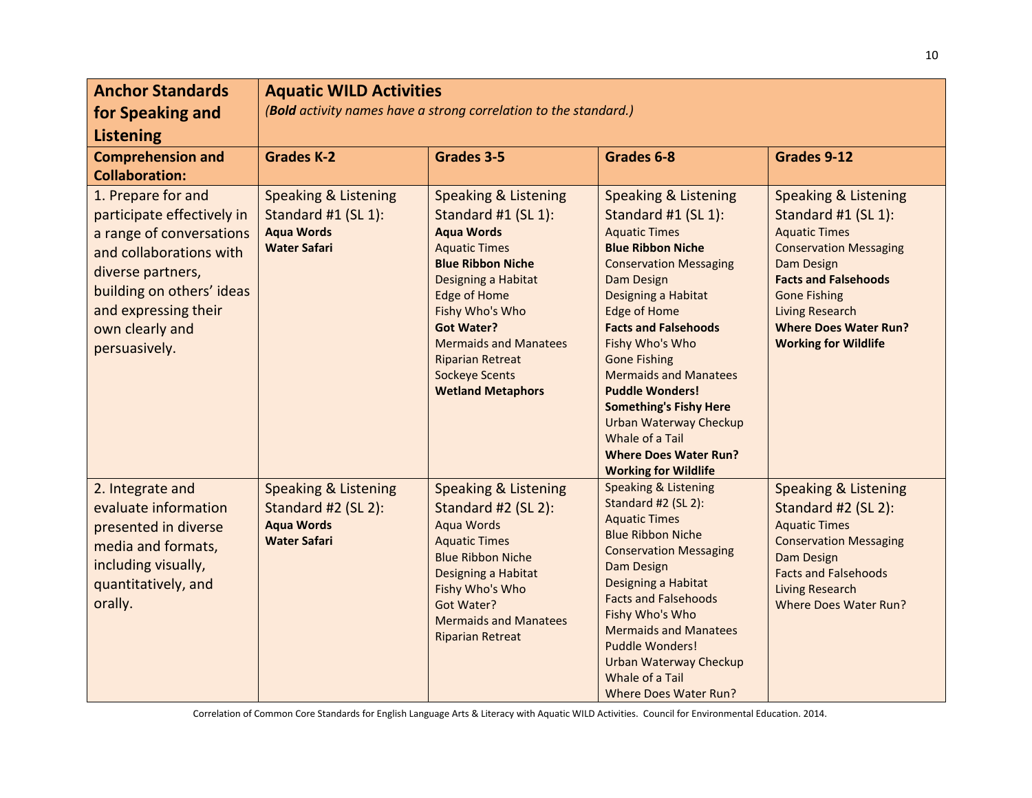| **Anchor Standards for Speaking and Listening** | **Aquatic WILD Activities** (***Bold*** *activity names have a strong correlation to the standard.)* | | | |
|---|---|---|---|---|
| **Comprehension and Collaboration:** | **Grades K-2** | **Grades 3-5** | **Grades 6-8** | **Grades 9-12** |
| 1. Prepare for and participate effectively in a range of conversations and collaborations with diverse partners, building on others' ideas and expressing their own clearly and persuasively. | Speaking & Listening Standard #1 (SL 1):<br>**Aqua Words**<br>**Water Safari** | Speaking & Listening Standard #1 (SL 1):<br>**Aqua Words**<br>Aquatic Times<br>**Blue Ribbon Niche**<br>Designing a Habitat<br>Edge of Home<br>Fishy Who's Who<br>**Got Water?**<br>Mermaids and Manatees<br>Riparian Retreat<br>Sockeye Scents<br>**Wetland Metaphors** | Speaking & Listening Standard #1 (SL 1):<br>Aquatic Times<br>**Blue Ribbon Niche**<br>Conservation Messaging<br>Dam Design<br>Designing a Habitat<br>Edge of Home<br>**Facts and Falsehoods**<br>Fishy Who's Who<br>Gone Fishing<br>Mermaids and Manatees<br>**Puddle Wonders!**<br>**Something's Fishy Here**<br>Urban Waterway Checkup<br>Whale of a Tail<br>**Where Does Water Run?**<br>**Working for Wildlife** | Speaking & Listening Standard #1 (SL 1):<br>Aquatic Times<br>Conservation Messaging<br>Dam Design<br>**Facts and Falsehoods**<br>Gone Fishing<br>Living Research<br>**Where Does Water Run?**<br>**Working for Wildlife** |
| 2. Integrate and evaluate information presented in diverse media and formats, including visually, quantitatively, and orally. | Speaking & Listening Standard #2 (SL 2):<br>**Aqua Words**<br>**Water Safari** | Speaking & Listening Standard #2 (SL 2):<br>Aqua Words<br>Aquatic Times<br>Blue Ribbon Niche<br>Designing a Habitat<br>Fishy Who's Who<br>Got Water?<br>Mermaids and Manatees<br>Riparian Retreat | Speaking & Listening Standard #2 (SL 2):<br>Aquatic Times<br>Blue Ribbon Niche<br>Conservation Messaging<br>Dam Design<br>Designing a Habitat<br>Facts and Falsehoods<br>Fishy Who's Who<br>Mermaids and Manatees<br>Puddle Wonders!<br>Urban Waterway Checkup<br>Whale of a Tail<br>Where Does Water Run? | Speaking & Listening Standard #2 (SL 2):<br>Aquatic Times<br>Conservation Messaging<br>Dam Design<br>Facts and Falsehoods<br>Living Research<br>Where Does Water Run? |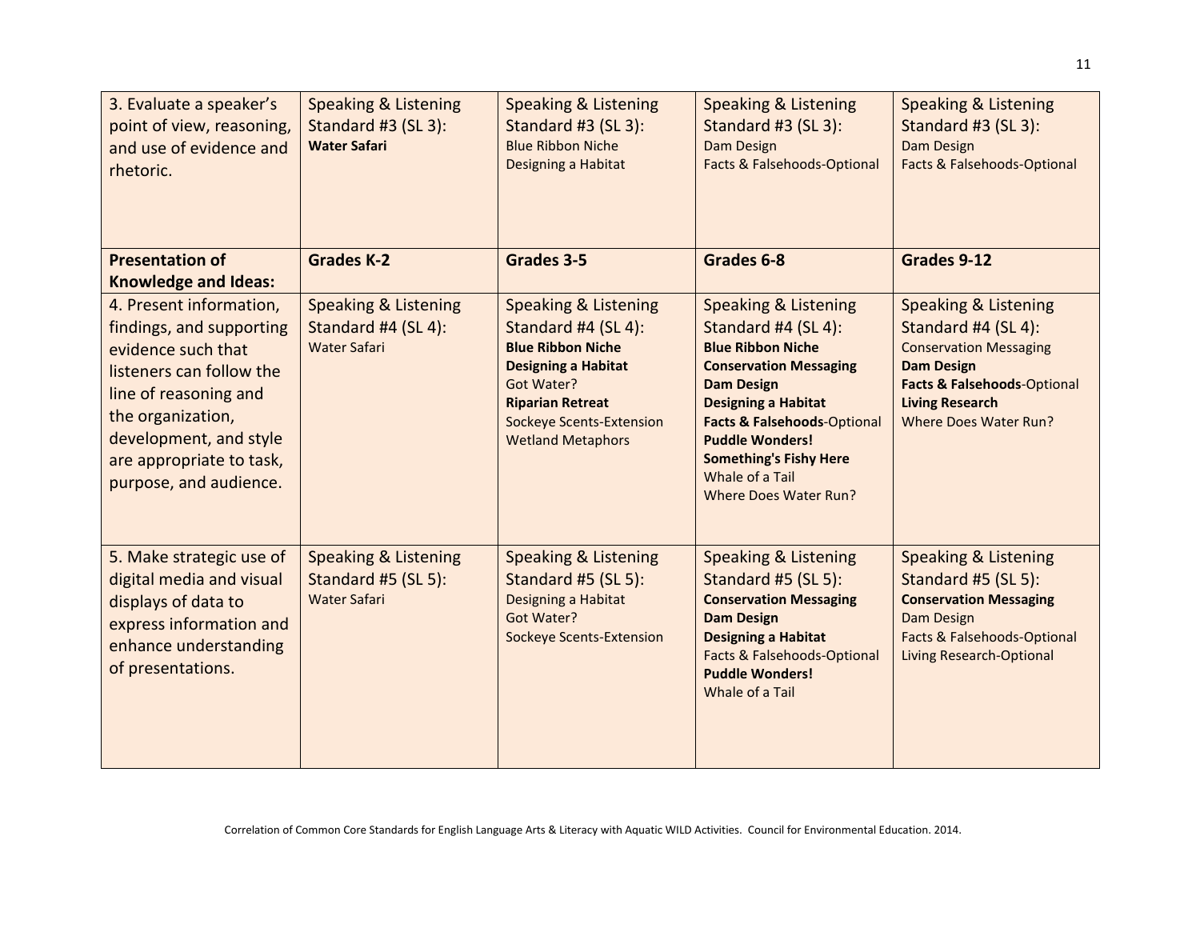| 3. Evaluate a speaker's point of view, reasoning, and use of evidence and rhetoric. | Speaking & Listening Standard #3 (SL 3):<br>**Water Safari** | Speaking & Listening Standard #3 (SL 3):<br>Blue Ribbon Niche<br>Designing a Habitat | Speaking & Listening Standard #3 (SL 3):<br>Dam Design<br>Facts & Falsehoods-Optional | Speaking & Listening Standard #3 (SL 3):<br>Dam Design<br>Facts & Falsehoods-Optional |
|---|---|---|---|---|
| **Presentation of Knowledge and Ideas:** | **Grades K-2** | **Grades 3-5** | **Grades 6-8** | **Grades 9-12** |
| 4. Present information, findings, and supporting evidence such that listeners can follow the line of reasoning and the organization, development, and style are appropriate to task, purpose, and audience. | Speaking & Listening Standard #4 (SL 4):<br>Water Safari | Speaking & Listening Standard #4 (SL 4):<br>**Blue Ribbon Niche**<br>**Designing a Habitat**<br>Got Water?<br>**Riparian Retreat**<br>Sockeye Scents-Extension<br>Wetland Metaphors | Speaking & Listening Standard #4 (SL 4):<br>**Blue Ribbon Niche**<br>**Conservation Messaging**<br>**Dam Design**<br>**Designing a Habitat**<br>**Facts & Falsehoods**-Optional<br>**Puddle Wonders!**<br>**Something's Fishy Here**<br>Whale of a Tail<br>Where Does Water Run? | Speaking & Listening Standard #4 (SL 4):<br>Conservation Messaging<br>**Dam Design**<br>**Facts & Falsehoods**-Optional<br>**Living Research**<br>Where Does Water Run? |
| 5. Make strategic use of digital media and visual displays of data to express information and enhance understanding of presentations. | Speaking & Listening Standard #5 (SL 5):<br>Water Safari | Speaking & Listening Standard #5 (SL 5):<br>Designing a Habitat<br>Got Water?<br>Sockeye Scents-Extension | Speaking & Listening Standard #5 (SL 5):<br>**Conservation Messaging**<br>**Dam Design**<br>**Designing a Habitat**<br>Facts & Falsehoods-Optional<br>**Puddle Wonders!**<br>Whale of a Tail | Speaking & Listening Standard #5 (SL 5):<br>**Conservation Messaging**<br>Dam Design<br>Facts & Falsehoods-Optional<br>Living Research-Optional |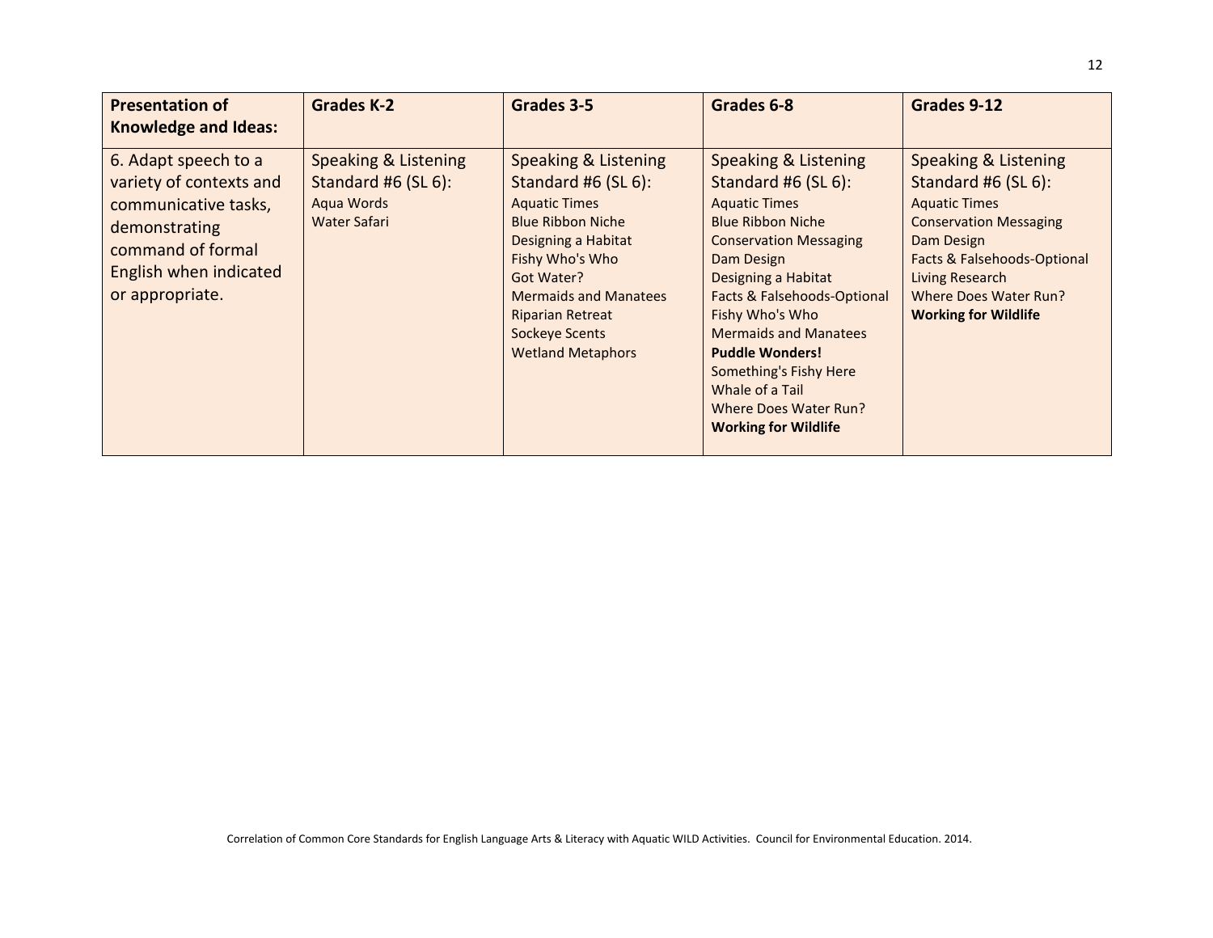| **Presentation of Knowledge and Ideas:** | **Grades K-2** | **Grades 3-5** | **Grades 6-8** | **Grades 9-12** |
|---|---|---|---|---|
| 6. Adapt speech to a variety of contexts and communicative tasks, demonstrating command of formal English when indicated or appropriate. | Speaking & Listening Standard #6 (SL 6):<br>Aqua Words<br>Water Safari | Speaking & Listening Standard #6 (SL 6):<br>Aquatic Times<br>Blue Ribbon Niche<br>Designing a Habitat<br>Fishy Who's Who<br>Got Water?<br>Mermaids and Manatees<br>Riparian Retreat<br>Sockeye Scents<br>Wetland Metaphors | Speaking & Listening Standard #6 (SL 6):<br>Aquatic Times<br>Blue Ribbon Niche<br>Conservation Messaging<br>Dam Design<br>Designing a Habitat<br>Facts & Falsehoods-Optional<br>Fishy Who's Who<br>Mermaids and Manatees<br>**Puddle Wonders!**<br>Something's Fishy Here<br>Whale of a Tail<br>Where Does Water Run?<br>**Working for Wildlife** | Speaking & Listening Standard #6 (SL 6):<br>Aquatic Times<br>Conservation Messaging<br>Dam Design<br>Facts & Falsehoods-Optional<br>Living Research<br>Where Does Water Run?<br>**Working for Wildlife** |

Correlation of Common Core Standards for English Language Arts & Literacy with Aquatic WILD Activities. Council for Environmental Education. 2014.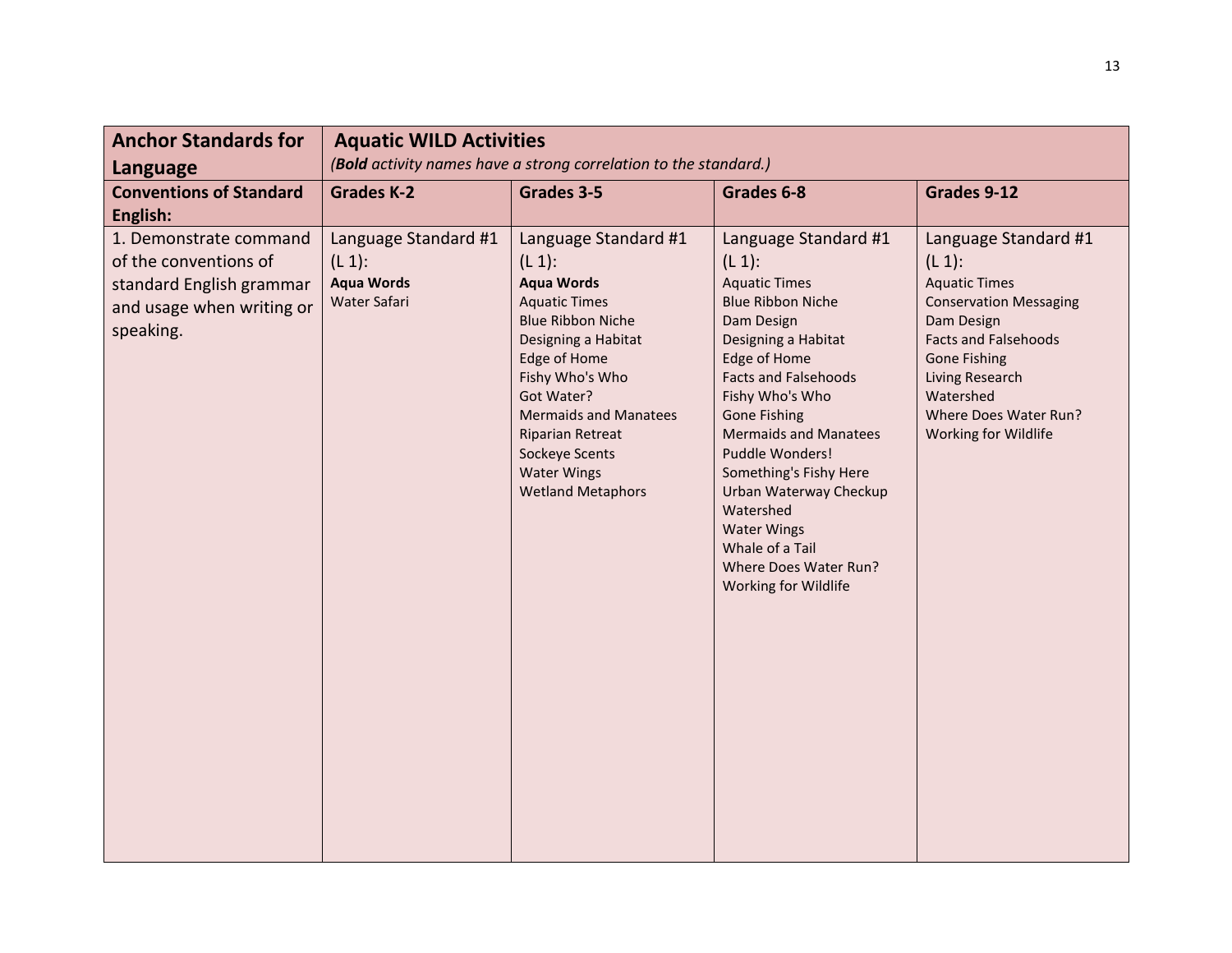| Anchor Standards for Language | Aquatic WILD Activities<br>*(**Bold** activity names have a strong correlation to the standard.)* | | | |
|---|---|---|---|---|
| **Conventions of Standard English:** | **Grades K-2** | **Grades 3-5** | **Grades 6-8** | **Grades 9-12** |
| 1. Demonstrate command of the conventions of standard English grammar and usage when writing or speaking. | Language Standard #1 (L 1):<br>**Aqua Words**<br>Water Safari | Language Standard #1 (L 1):<br>**Aqua Words**<br>Aquatic Times<br>Blue Ribbon Niche<br>Designing a Habitat<br>Edge of Home<br>Fishy Who's Who<br>Got Water?<br>Mermaids and Manatees<br>Riparian Retreat<br>Sockeye Scents<br>Water Wings<br>Wetland Metaphors | Language Standard #1 (L 1):<br>Aquatic Times<br>Blue Ribbon Niche<br>Dam Design<br>Designing a Habitat<br>Edge of Home<br>Facts and Falsehoods<br>Fishy Who's Who<br>Gone Fishing<br>Mermaids and Manatees<br>Puddle Wonders!<br>Something's Fishy Here<br>Urban Waterway Checkup<br>Watershed<br>Water Wings<br>Whale of a Tail<br>Where Does Water Run?<br>Working for Wildlife | Language Standard #1 (L 1):<br>Aquatic Times<br>Conservation Messaging<br>Dam Design<br>Facts and Falsehoods<br>Gone Fishing<br>Living Research<br>Watershed<br>Where Does Water Run?<br>Working for Wildlife |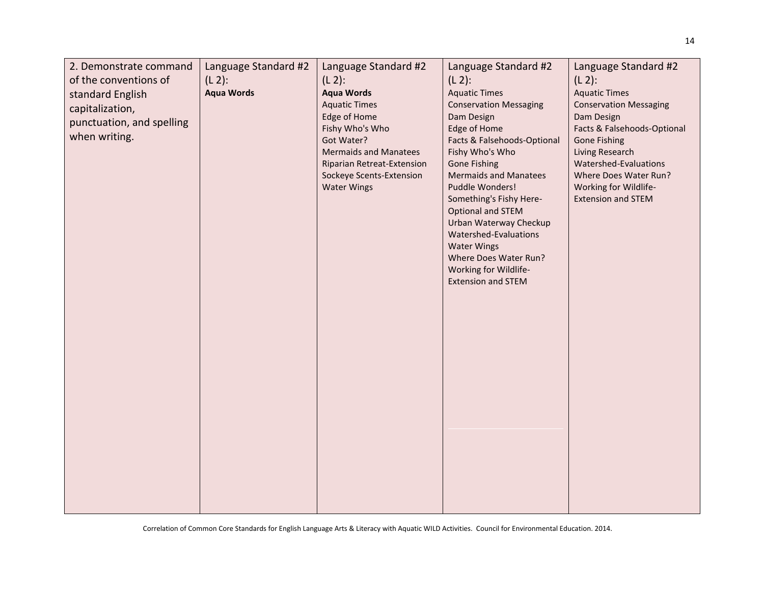| 2. Demonstrate command of the conventions of standard English capitalization, punctuation, and spelling when writing. | Language Standard #2 (L 2):<br>**Aqua Words** | Language Standard #2 (L 2):<br>**Aqua Words**<br>Aquatic Times<br>Edge of Home<br>Fishy Who's Who<br>Got Water?<br>Mermaids and Manatees<br>Riparian Retreat-Extension<br>Sockeye Scents-Extension<br>Water Wings | Language Standard #2 (L 2):<br>Aquatic Times<br>Conservation Messaging<br>Dam Design<br>Edge of Home<br>Facts & Falsehoods-Optional<br>Fishy Who's Who<br>Gone Fishing<br>Mermaids and Manatees<br>Puddle Wonders!<br>Something's Fishy Here-Optional and STEM<br>Urban Waterway Checkup<br>Watershed-Evaluations<br>Water Wings<br>Where Does Water Run?<br>Working for Wildlife-Extension and STEM | Language Standard #2 (L 2):<br>Aquatic Times<br>Conservation Messaging<br>Dam Design<br>Facts & Falsehoods-Optional<br>Gone Fishing<br>Living Research<br>Watershed-Evaluations<br>Where Does Water Run?<br>Working for Wildlife-Extension and STEM |
|---|---|---|---|---|

Correlation of Common Core Standards for English Language Arts & Literacy with Aquatic WILD Activities. Council for Environmental Education. 2014.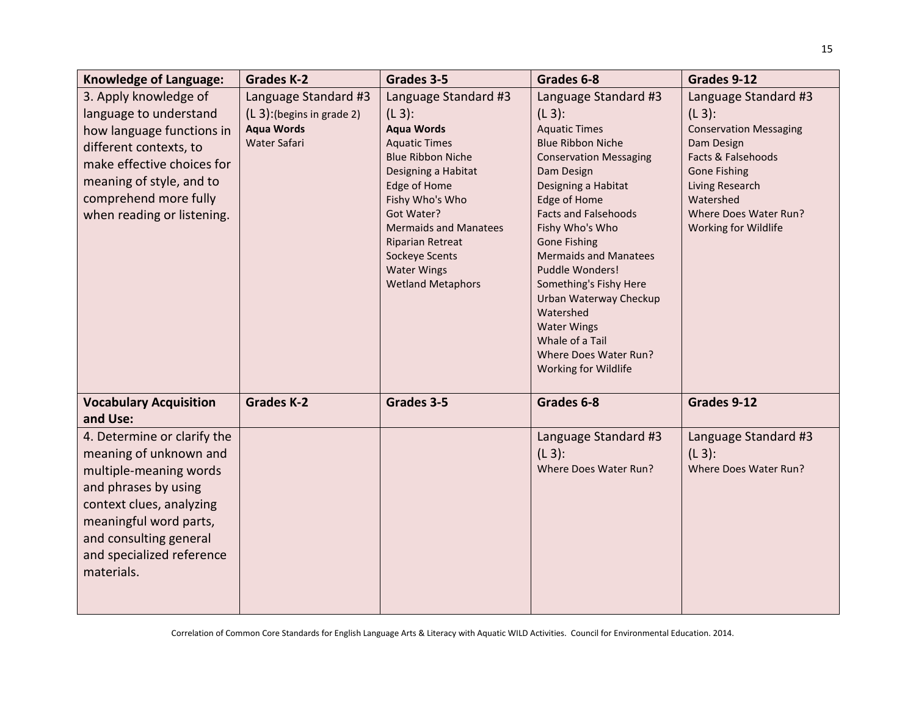| Knowledge of Language: | Grades K-2 | Grades 3-5 | Grades 6-8 | Grades 9-12 |
|---|---|---|---|---|
| 3. Apply knowledge of language to understand how language functions in different contexts, to make effective choices for meaning of style, and to comprehend more fully when reading or listening. | Language Standard #3 (L 3):(begins in grade 2)<br>**Aqua Words**<br>Water Safari | Language Standard #3 (L 3):<br>**Aqua Words**<br>Aquatic Times<br>Blue Ribbon Niche<br>Designing a Habitat<br>Edge of Home<br>Fishy Who's Who<br>Got Water?<br>Mermaids and Manatees<br>Riparian Retreat<br>Sockeye Scents<br>Water Wings<br>Wetland Metaphors | Language Standard #3 (L 3):<br>Aquatic Times<br>Blue Ribbon Niche<br>Conservation Messaging<br>Dam Design<br>Designing a Habitat<br>Edge of Home<br>Facts and Falsehoods<br>Fishy Who's Who<br>Gone Fishing<br>Mermaids and Manatees<br>Puddle Wonders!<br>Something's Fishy Here<br>Urban Waterway Checkup<br>Watershed<br>Water Wings<br>Whale of a Tail<br>Where Does Water Run?<br>Working for Wildlife | Language Standard #3 (L 3):<br>Conservation Messaging<br>Dam Design<br>Facts & Falsehoods<br>Gone Fishing<br>Living Research<br>Watershed<br>Where Does Water Run?<br>Working for Wildlife |
| **Vocabulary Acquisition and Use:** | **Grades K-2** | **Grades 3-5** | **Grades 6-8** | **Grades 9-12** |
| 4. Determine or clarify the meaning of unknown and multiple-meaning words and phrases by using context clues, analyzing meaningful word parts, and consulting general and specialized reference materials. | | | Language Standard #3 (L 3):<br>Where Does Water Run? | Language Standard #3 (L 3):<br>Where Does Water Run? |

Correlation of Common Core Standards for English Language Arts & Literacy with Aquatic WILD Activities. Council for Environmental Education. 2014.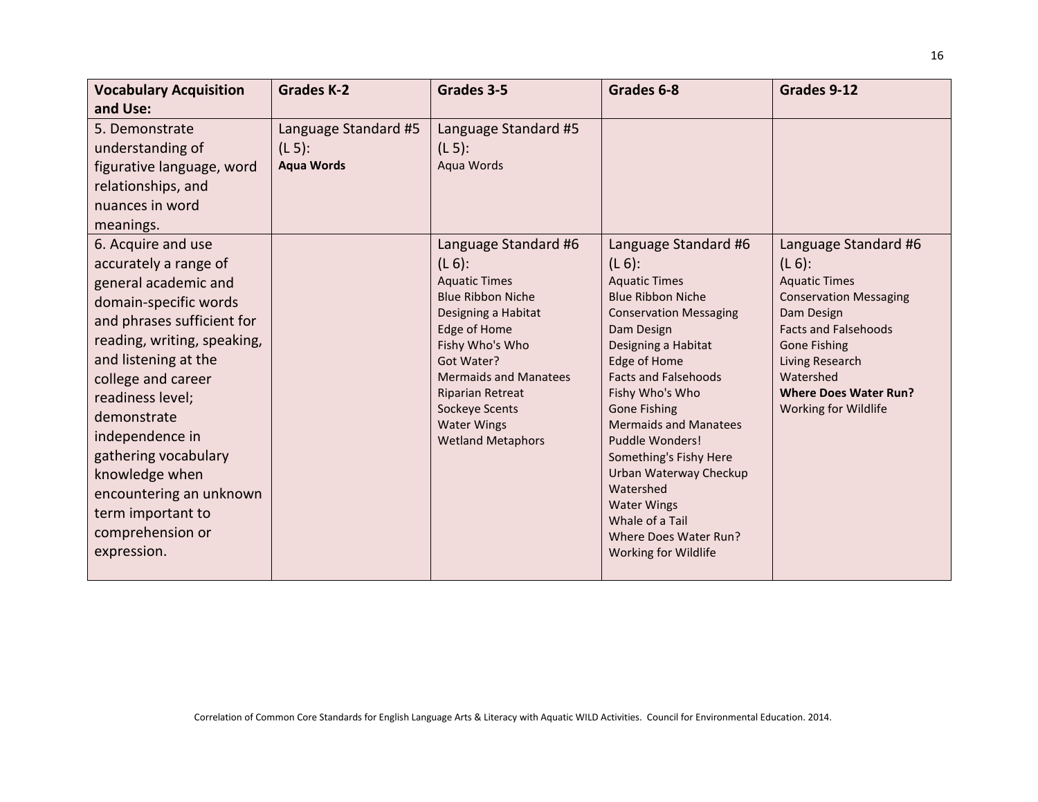| **Vocabulary Acquisition and Use:** | **Grades K-2** | **Grades 3-5** | **Grades 6-8** | **Grades 9-12** |
|---|---|---|---|---|
| 5. Demonstrate understanding of figurative language, word relationships, and nuances in word meanings. | Language Standard #5 (L 5):<br>**Aqua Words** | Language Standard #5 (L 5):<br>Aqua Words | | |
| 6. Acquire and use accurately a range of general academic and domain-specific words and phrases sufficient for reading, writing, speaking, and listening at the college and career readiness level; demonstrate independence in gathering vocabulary knowledge when encountering an unknown term important to comprehension or expression. | | Language Standard #6 (L 6):<br>Aquatic Times<br>Blue Ribbon Niche<br>Designing a Habitat<br>Edge of Home<br>Fishy Who's Who<br>Got Water?<br>Mermaids and Manatees<br>Riparian Retreat<br>Sockeye Scents<br>Water Wings<br>Wetland Metaphors | Language Standard #6 (L 6):<br>Aquatic Times<br>Blue Ribbon Niche<br>Conservation Messaging<br>Dam Design<br>Designing a Habitat<br>Edge of Home<br>Facts and Falsehoods<br>Fishy Who's Who<br>Gone Fishing<br>Mermaids and Manatees<br>Puddle Wonders!<br>Something's Fishy Here<br>Urban Waterway Checkup<br>Watershed<br>Water Wings<br>Whale of a Tail<br>Where Does Water Run?<br>Working for Wildlife | Language Standard #6 (L 6):<br>Aquatic Times<br>Conservation Messaging<br>Dam Design<br>Facts and Falsehoods<br>Gone Fishing<br>Living Research<br>Watershed<br>**Where Does Water Run?**<br>Working for Wildlife |

Correlation of Common Core Standards for English Language Arts & Literacy with Aquatic WILD Activities. Council for Environmental Education. 2014.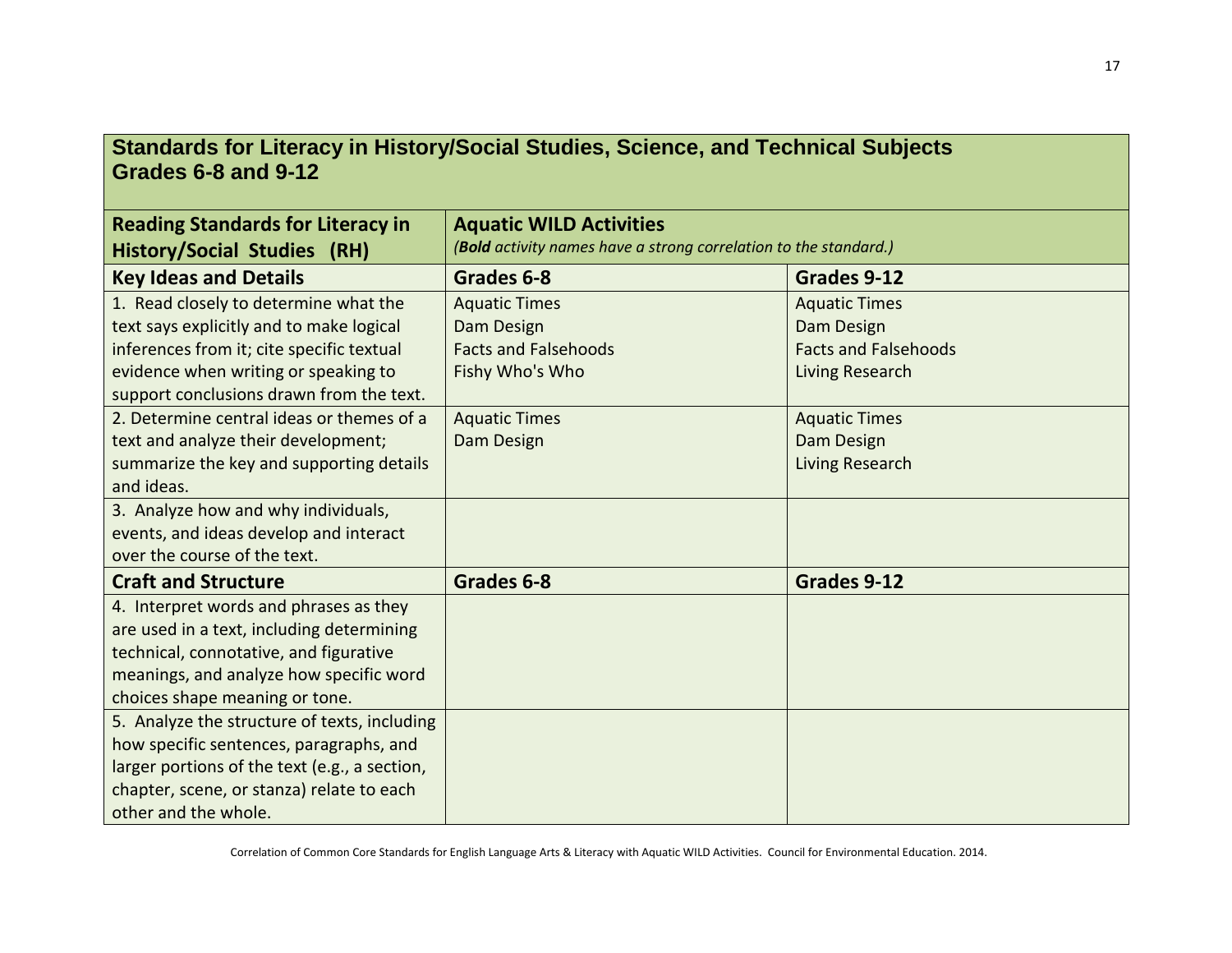## Standards for Literacy in History/Social Studies, Science, and Technical Subjects Grades 6-8 and 9-12

| Reading Standards for Literacy in History/Social Studies (RH) | Aquatic WILD Activities (*Bold activity names have a strong correlation to the standard.*) | |
|---|---|---|
| **Key Ideas and Details** | **Grades 6-8** | **Grades 9-12** |
| 1. Read closely to determine what the text says explicitly and to make logical inferences from it; cite specific textual evidence when writing or speaking to support conclusions drawn from the text. | Aquatic Times<br>Dam Design<br>Facts and Falsehoods<br>Fishy Who's Who | Aquatic Times<br>Dam Design<br>Facts and Falsehoods<br>Living Research |
| 2. Determine central ideas or themes of a text and analyze their development; summarize the key and supporting details and ideas. | Aquatic Times<br>Dam Design | Aquatic Times<br>Dam Design<br>Living Research |
| 3. Analyze how and why individuals, events, and ideas develop and interact over the course of the text. | | |
| **Craft and Structure** | **Grades 6-8** | **Grades 9-12** |
| 4. Interpret words and phrases as they are used in a text, including determining technical, connotative, and figurative meanings, and analyze how specific word choices shape meaning or tone. | | |
| 5. Analyze the structure of texts, including how specific sentences, paragraphs, and larger portions of the text (e.g., a section, chapter, scene, or stanza) relate to each other and the whole. | | |

Correlation of Common Core Standards for English Language Arts & Literacy with Aquatic WILD Activities. Council for Environmental Education. 2014.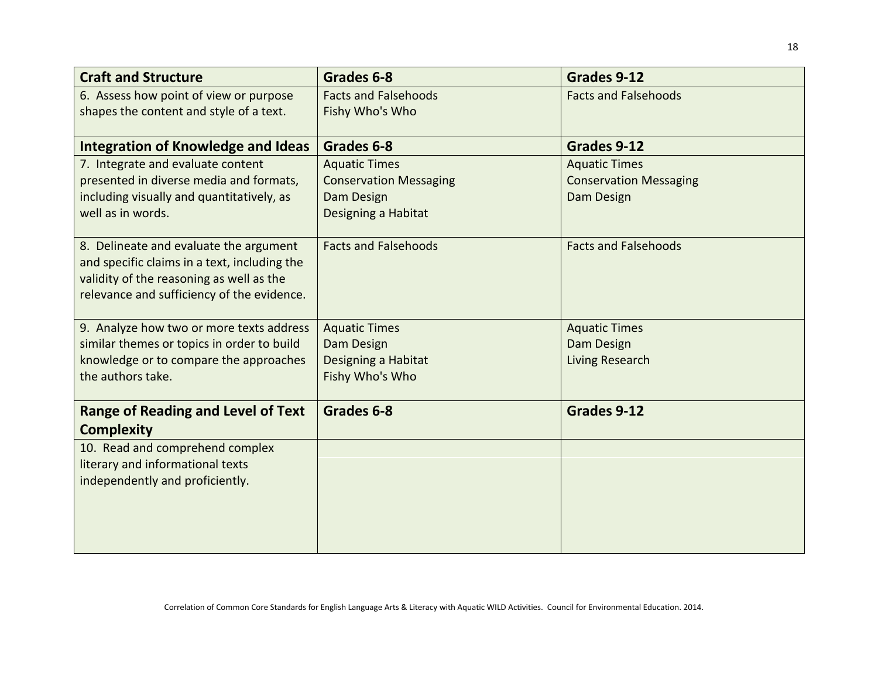| Craft and Structure | Grades 6-8 | Grades 9-12 |
|---|---|---|
| 6. Assess how point of view or purpose shapes the content and style of a text. | Facts and Falsehoods<br>Fishy Who's Who | Facts and Falsehoods |
| **Integration of Knowledge and Ideas** | **Grades 6-8** | **Grades 9-12** |
| 7. Integrate and evaluate content presented in diverse media and formats, including visually and quantitatively, as well as in words. | Aquatic Times<br>Conservation Messaging<br>Dam Design<br>Designing a Habitat | Aquatic Times<br>Conservation Messaging<br>Dam Design |
| 8. Delineate and evaluate the argument and specific claims in a text, including the validity of the reasoning as well as the relevance and sufficiency of the evidence. | Facts and Falsehoods | Facts and Falsehoods |
| 9. Analyze how two or more texts address similar themes or topics in order to build knowledge or to compare the approaches the authors take. | Aquatic Times<br>Dam Design<br>Designing a Habitat<br>Fishy Who's Who | Aquatic Times<br>Dam Design<br>Living Research |
| **Range of Reading and Level of Text Complexity** | **Grades 6-8** | **Grades 9-12** |
| 10. Read and comprehend complex literary and informational texts independently and proficiently. | | |

Correlation of Common Core Standards for English Language Arts & Literacy with Aquatic WILD Activities. Council for Environmental Education. 2014.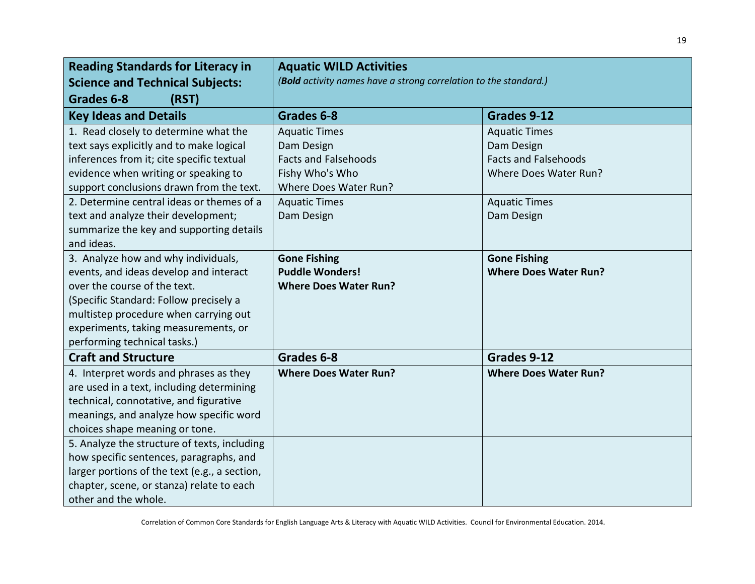| Reading Standards for Literacy in Science and Technical Subjects: Grades 6-8 (RST) | Aquatic WILD Activities *(**Bold** activity names have a strong correlation to the standard.)* | |
|---|---|---|
| **Key Ideas and Details** | **Grades 6-8** | **Grades 9-12** |
| 1. Read closely to determine what the text says explicitly and to make logical inferences from it; cite specific textual evidence when writing or speaking to support conclusions drawn from the text. | Aquatic Times<br>Dam Design<br>Facts and Falsehoods<br>Fishy Who's Who<br>Where Does Water Run? | Aquatic Times<br>Dam Design<br>Facts and Falsehoods<br>Where Does Water Run? |
| 2. Determine central ideas or themes of a text and analyze their development; summarize the key and supporting details and ideas. | Aquatic Times<br>Dam Design | Aquatic Times<br>Dam Design |
| 3. Analyze how and why individuals, events, and ideas develop and interact over the course of the text. (Specific Standard: Follow precisely a multistep procedure when carrying out experiments, taking measurements, or performing technical tasks.) | **Gone Fishing**<br>**Puddle Wonders!**<br>**Where Does Water Run?** | **Gone Fishing**<br>**Where Does Water Run?** |
| **Craft and Structure** | **Grades 6-8** | **Grades 9-12** |
| 4. Interpret words and phrases as they are used in a text, including determining technical, connotative, and figurative meanings, and analyze how specific word choices shape meaning or tone. | **Where Does Water Run?** | **Where Does Water Run?** |
| 5. Analyze the structure of texts, including how specific sentences, paragraphs, and larger portions of the text (e.g., a section, chapter, scene, or stanza) relate to each other and the whole. | | |

Correlation of Common Core Standards for English Language Arts & Literacy with Aquatic WILD Activities. Council for Environmental Education. 2014.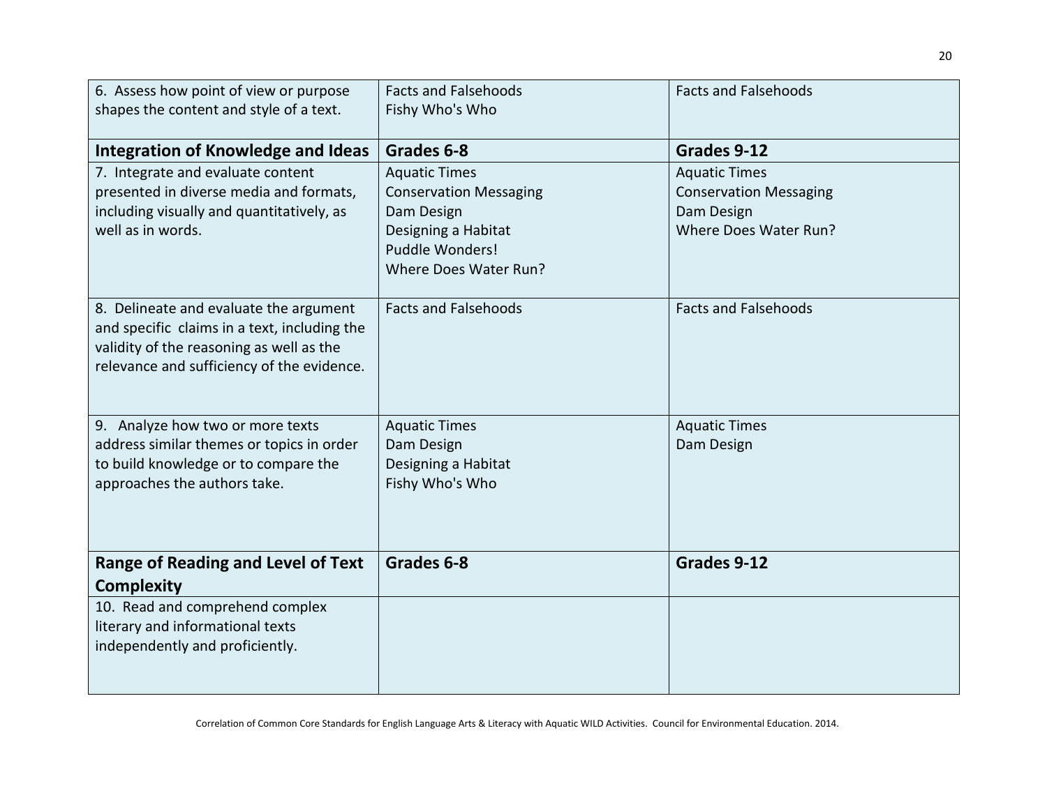| 6. Assess how point of view or purpose shapes the content and style of a text. | Facts and Falsehoods<br>Fishy Who's Who | Facts and Falsehoods |
|---|---|---|
| **Integration of Knowledge and Ideas** | **Grades 6-8** | **Grades 9-12** |
| 7. Integrate and evaluate content presented in diverse media and formats, including visually and quantitatively, as well as in words. | Aquatic Times<br>Conservation Messaging<br>Dam Design<br>Designing a Habitat<br>Puddle Wonders!<br>Where Does Water Run? | Aquatic Times<br>Conservation Messaging<br>Dam Design<br>Where Does Water Run? |
| 8. Delineate and evaluate the argument and specific claims in a text, including the validity of the reasoning as well as the relevance and sufficiency of the evidence. | Facts and Falsehoods | Facts and Falsehoods |
| 9. Analyze how two or more texts address similar themes or topics in order to build knowledge or to compare the approaches the authors take. | Aquatic Times<br>Dam Design<br>Designing a Habitat<br>Fishy Who's Who | Aquatic Times<br>Dam Design |
| **Range of Reading and Level of Text Complexity** | **Grades 6-8** | **Grades 9-12** |
| 10. Read and comprehend complex literary and informational texts independently and proficiently. | | |

Correlation of Common Core Standards for English Language Arts & Literacy with Aquatic WILD Activities. Council for Environmental Education. 2014.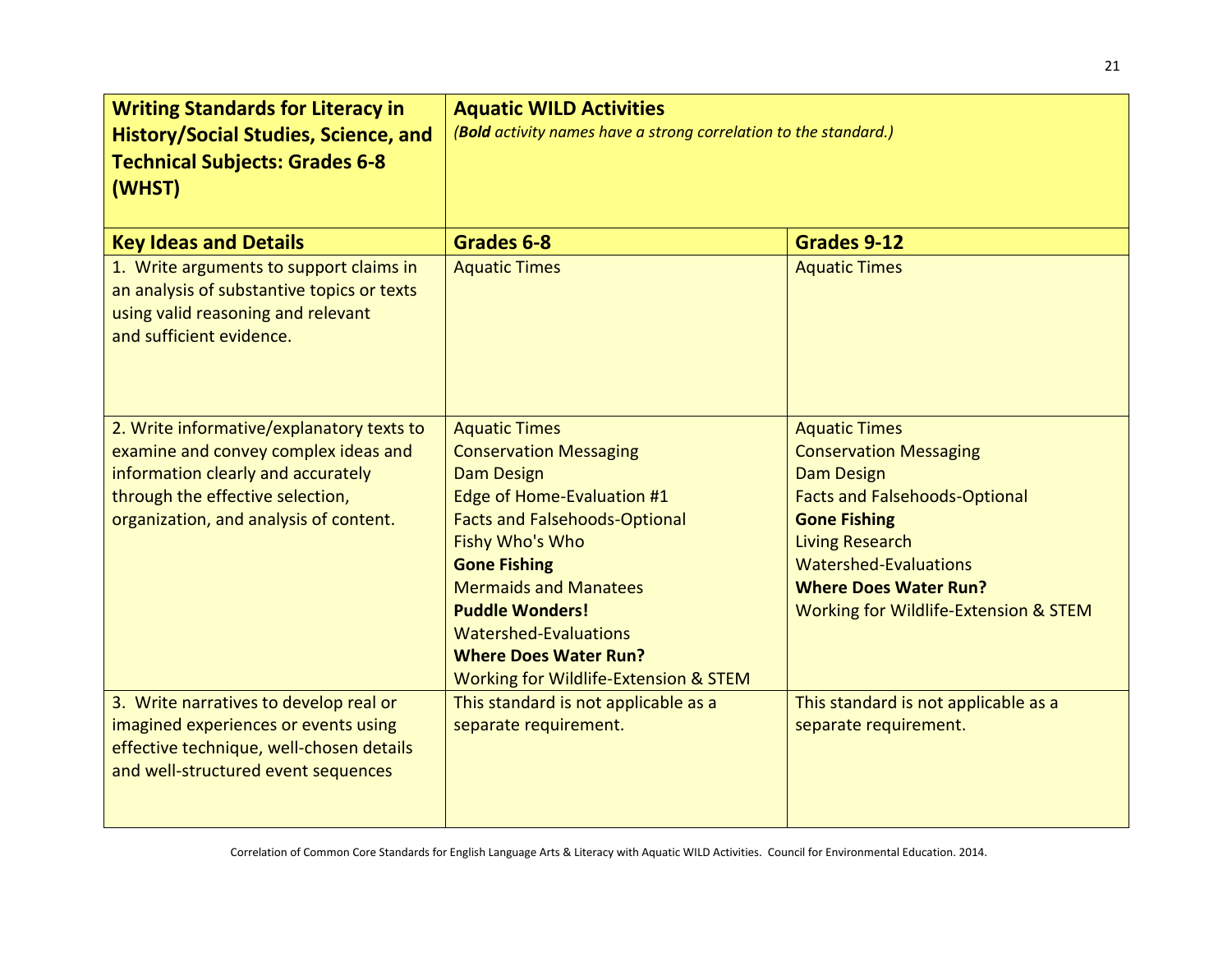| **Writing Standards for Literacy in History/Social Studies, Science, and Technical Subjects: Grades 6-8 (WHST)** | **Aquatic WILD Activities** *(**Bold** activity names have a strong correlation to the standard.)* | |
|---|---|---|
| **Key Ideas and Details** | **Grades 6-8** | **Grades 9-12** |
| 1. Write arguments to support claims in an analysis of substantive topics or texts using valid reasoning and relevant and sufficient evidence. | Aquatic Times | Aquatic Times |
| 2. Write informative/explanatory texts to examine and convey complex ideas and information clearly and accurately through the effective selection, organization, and analysis of content. | Aquatic Times<br>Conservation Messaging<br>Dam Design<br>Edge of Home-Evaluation #1<br>Facts and Falsehoods-Optional<br>Fishy Who's Who<br>**Gone Fishing**<br>Mermaids and Manatees<br>**Puddle Wonders!**<br>Watershed-Evaluations<br>**Where Does Water Run?**<br>Working for Wildlife-Extension & STEM | Aquatic Times<br>Conservation Messaging<br>Dam Design<br>Facts and Falsehoods-Optional<br>**Gone Fishing**<br>Living Research<br>Watershed-Evaluations<br>**Where Does Water Run?**<br>Working for Wildlife-Extension & STEM |
| 3. Write narratives to develop real or imagined experiences or events using effective technique, well-chosen details and well-structured event sequences | This standard is not applicable as a separate requirement. | This standard is not applicable as a separate requirement. |

Correlation of Common Core Standards for English Language Arts & Literacy with Aquatic WILD Activities. Council for Environmental Education. 2014.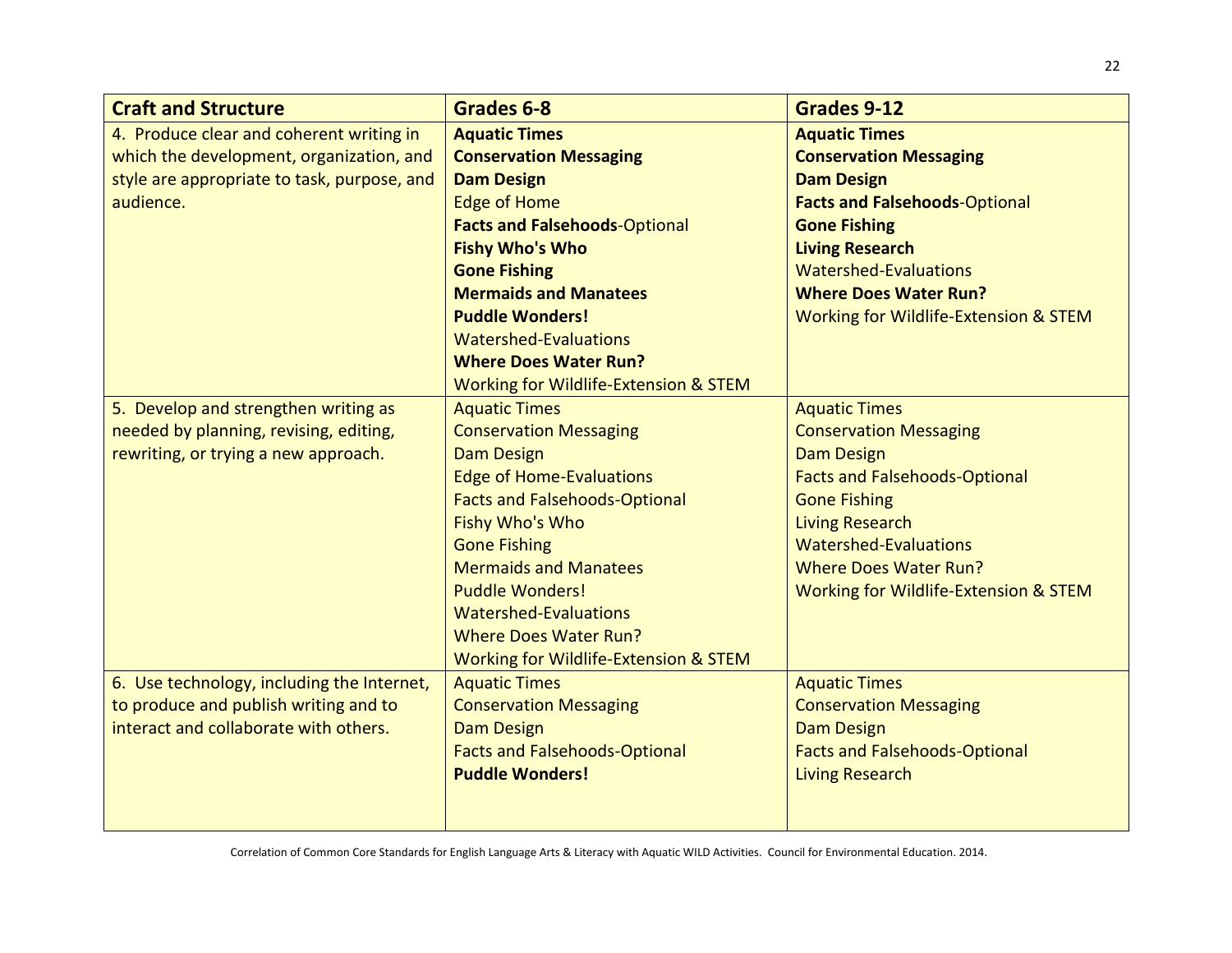| Craft and Structure | Grades 6-8 | Grades 9-12 |
|---|---|---|
| 4. Produce clear and coherent writing in which the development, organization, and style are appropriate to task, purpose, and audience. | **Aquatic Times**<br>**Conservation Messaging**<br>**Dam Design**<br>Edge of Home<br>**Facts and Falsehoods**-Optional<br>**Fishy Who's Who**<br>**Gone Fishing**<br>**Mermaids and Manatees**<br>**Puddle Wonders!**<br>Watershed-Evaluations<br>**Where Does Water Run?**<br>Working for Wildlife-Extension & STEM | **Aquatic Times**<br>**Conservation Messaging**<br>**Dam Design**<br>**Facts and Falsehoods**-Optional<br>**Gone Fishing**<br>**Living Research**<br>Watershed-Evaluations<br>**Where Does Water Run?**<br>Working for Wildlife-Extension & STEM |
| 5. Develop and strengthen writing as needed by planning, revising, editing, rewriting, or trying a new approach. | Aquatic Times<br>Conservation Messaging<br>Dam Design<br>Edge of Home-Evaluations<br>Facts and Falsehoods-Optional<br>Fishy Who's Who<br>Gone Fishing<br>Mermaids and Manatees<br>Puddle Wonders!<br>Watershed-Evaluations<br>Where Does Water Run?<br>Working for Wildlife-Extension & STEM | Aquatic Times<br>Conservation Messaging<br>Dam Design<br>Facts and Falsehoods-Optional<br>Gone Fishing<br>Living Research<br>Watershed-Evaluations<br>Where Does Water Run?<br>Working for Wildlife-Extension & STEM |
| 6. Use technology, including the Internet, to produce and publish writing and to interact and collaborate with others. | Aquatic Times<br>Conservation Messaging<br>Dam Design<br>Facts and Falsehoods-Optional<br>**Puddle Wonders!** | Aquatic Times<br>Conservation Messaging<br>Dam Design<br>Facts and Falsehoods-Optional<br>Living Research |

Correlation of Common Core Standards for English Language Arts & Literacy with Aquatic WILD Activities. Council for Environmental Education. 2014.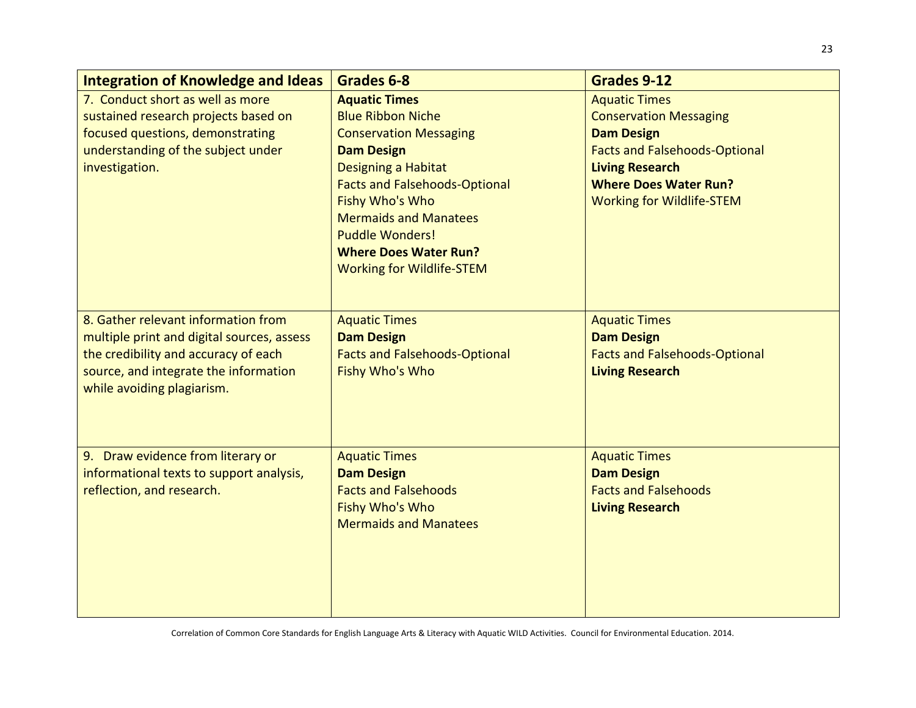| **Integration of Knowledge and Ideas** | **Grades 6-8** | **Grades 9-12** |
|---|---|---|
| 7. Conduct short as well as more sustained research projects based on focused questions, demonstrating understanding of the subject under investigation. | **Aquatic Times**<br>Blue Ribbon Niche<br>Conservation Messaging<br>**Dam Design**<br>Designing a Habitat<br>Facts and Falsehoods-Optional<br>Fishy Who's Who<br>Mermaids and Manatees<br>Puddle Wonders!<br>**Where Does Water Run?**<br>Working for Wildlife-STEM | Aquatic Times<br>Conservation Messaging<br>**Dam Design**<br>Facts and Falsehoods-Optional<br>**Living Research**<br>**Where Does Water Run?**<br>Working for Wildlife-STEM |
| 8. Gather relevant information from multiple print and digital sources, assess the credibility and accuracy of each source, and integrate the information while avoiding plagiarism. | Aquatic Times<br>**Dam Design**<br>Facts and Falsehoods-Optional<br>Fishy Who's Who | Aquatic Times<br>**Dam Design**<br>Facts and Falsehoods-Optional<br>**Living Research** |
| 9. Draw evidence from literary or informational texts to support analysis, reflection, and research. | Aquatic Times<br>**Dam Design**<br>Facts and Falsehoods<br>Fishy Who's Who<br>Mermaids and Manatees | Aquatic Times<br>**Dam Design**<br>Facts and Falsehoods<br>**Living Research** |

Correlation of Common Core Standards for English Language Arts & Literacy with Aquatic WILD Activities. Council for Environmental Education. 2014.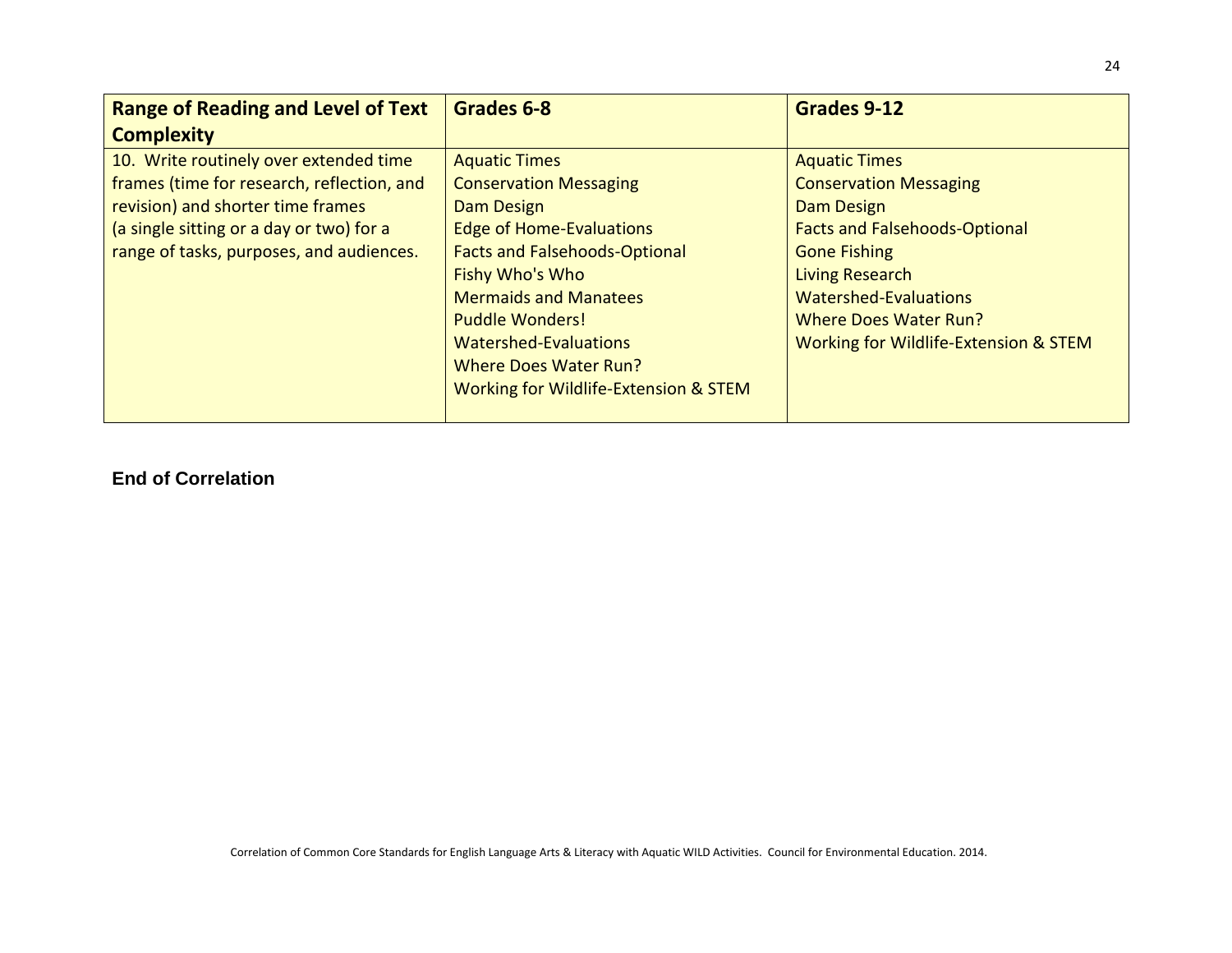| Range of Reading and Level of Text Complexity | Grades 6-8 | Grades 9-12 |
|---|---|---|
| 10. Write routinely over extended time frames (time for research, reflection, and revision) and shorter time frames (a single sitting or a day or two) for a range of tasks, purposes, and audiences. | Aquatic Times<br>Conservation Messaging<br>Dam Design<br>Edge of Home-Evaluations<br>Facts and Falsehoods-Optional<br>Fishy Who's Who<br>Mermaids and Manatees<br>Puddle Wonders!<br>Watershed-Evaluations<br>Where Does Water Run?<br>Working for Wildlife-Extension & STEM | Aquatic Times<br>Conservation Messaging<br>Dam Design<br>Facts and Falsehoods-Optional<br>Gone Fishing<br>Living Research<br>Watershed-Evaluations<br>Where Does Water Run?<br>Working for Wildlife-Extension & STEM |

**End of Correlation**